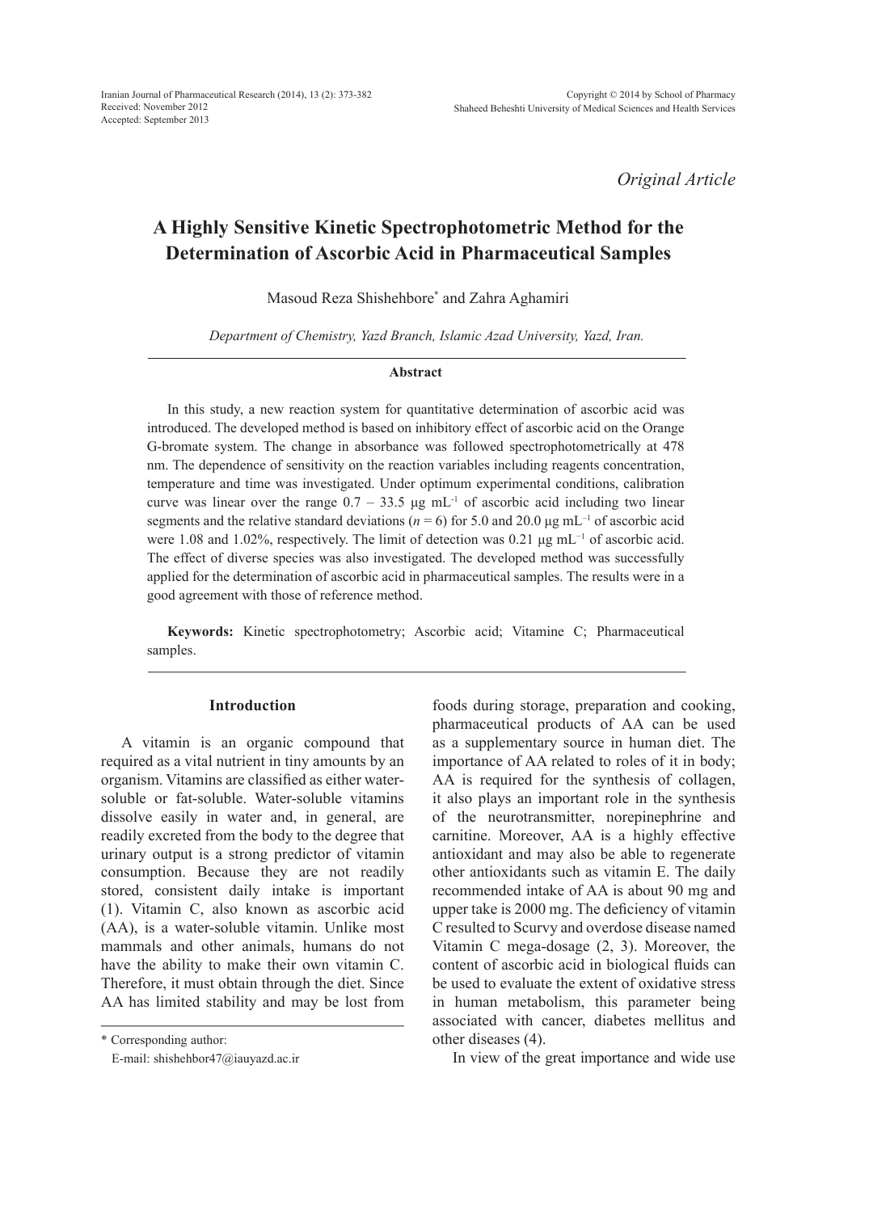*Original Article*

# A Highly Sensitive Kinetic Spectrophotometric Method for the Determination of Ascorbic Acid in Pharmaceutical Samples

Masoud Reza Shishehbore* and Zahra Aghamiri

*Department of Chemistry, Yazd Branch, Islamic Azad University, Yazd, Iran.*

### Abstract

In this study, a new reaction system for quantitative determination of ascorbic acid was introduced. The developed method is based on inhibitory effect of ascorbic acid on the Orange G-bromate system. The change in absorbance was followed spectrophotometrically at 478 nm. The dependence of sensitivity on the reaction variables including reagents concentration, temperature and time was investigated. Under optimum experimental conditions, calibration curve was linear over the range 0.7 – 33.5 μg $mL^{-1}$ of ascorbic acid including two linear segments and the relative standard deviations ($n$ = 6) for 5.0 and 20.0 μg $mL^{-1}$ of ascorbic acid were 1.08 and 1.02%, respectively. The limit of detection was 0.21 μg $mL^{-1}$ of ascorbic acid. The effect of diverse species was also investigated. The developed method was successfully applied for the determination of ascorbic acid in pharmaceutical samples. The results were in a good agreement with those of reference method.

**Keywords:** Kinetic spectrophotometry; Ascorbic acid; Vitamine C; Pharmaceutical samples.

## Introduction

A vitamin is an organic compound that required as a vital nutrient in tiny amounts by an organism. Vitamins are classified as either water-soluble or fat-soluble. Water-soluble vitamins dissolve easily in water and, in general, are readily excreted from the body to the degree that urinary output is a strong predictor of vitamin consumption. Because they are not readily stored, consistent daily intake is important (1). Vitamin C, also known as ascorbic acid (AA), is a water-soluble vitamin. Unlike most mammals and other animals, humans do not have the ability to make their own vitamin C. Therefore, it must obtain through the diet. Since AA has limited stability and may be lost from foods during storage, preparation and cooking, pharmaceutical products of AA can be used as a supplementary source in human diet. The importance of AA related to roles of it in body; AA is required for the synthesis of collagen, it also plays an important role in the synthesis of the neurotransmitter, norepinephrine and carnitine. Moreover, AA is a highly effective antioxidant and may also be able to regenerate other antioxidants such as vitamin E. The daily recommended intake of AA is about 90 mg and upper take is 2000 mg. The deficiency of vitamin C resulted to Scurvy and overdose disease named Vitamin C mega-dosage (2, 3). Moreover, the content of ascorbic acid in biological fluids can be used to evaluate the extent of oxidative stress in human metabolism, this parameter being associated with cancer, diabetes mellitus and other diseases (4).

In view of the great importance and wide use

\* Corresponding author:
E-mail: shishehbor47@iauyazd.ac.ir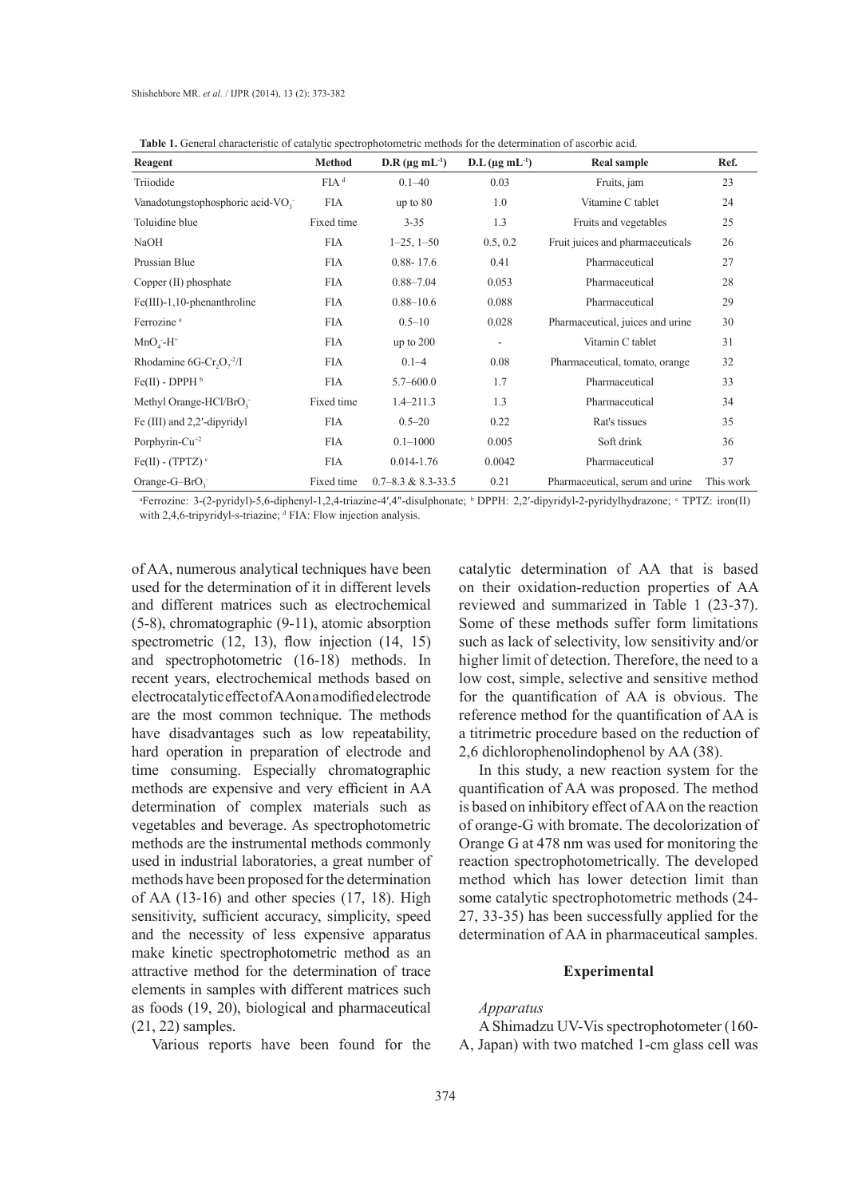**Table 1.** General characteristic of catalytic spectrophotometric methods for the determination of ascorbic acid.

| Reagent | Method | D.R ($\mu g\ mL^{-1}$) | D.L ($\mu g\ mL^{-1}$) | Real sample | Ref. |
|---|---|---|---|---|---|
| Triiodide | FIA [d] | 0.1–40 | 0.03 | Fruits, jam | 23 |
| Vanadotungstophosphoric acid-$VO_3^-$ | FIA | up to 80 | 1.0 | Vitamine C tablet | 24 |
| Toluidine blue | Fixed time | 3-35 | 1.3 | Fruits and vegetables | 25 |
| NaOH | FIA | 1–25, 1–50 | 0.5, 0.2 | Fruit juices and pharmaceuticals | 26 |
| Prussian Blue | FIA | 0.88- 17.6 | 0.41 | Pharmaceutical | 27 |
| Copper (II) phosphate | FIA | 0.88–7.04 | 0.053 | Pharmaceutical | 28 |
| Fe(III)-1,10-phenanthroline | FIA | 0.88–10.6 | 0.088 | Pharmaceutical | 29 |
| Ferrozine [a] | FIA | 0.5–10 | 0.028 | Pharmaceutical, juices and urine | 30 |
| $MnO_4^-$-$H^+$ | FIA | up to 200 | - | Vitamin C tablet | 31 |
| Rhodamine 6G-$Cr_2O_7^{-2}$/I | FIA | 0.1–4 | 0.08 | Pharmaceutical, tomato, orange | 32 |
| Fe(II) - DPPH [b] | FIA | 5.7–600.0 | 1.7 | Pharmaceutical | 33 |
| Methyl Orange-HCl/$BrO_3^-$ | Fixed time | 1.4–211.3 | 1.3 | Pharmaceutical | 34 |
| Fe (III) and 2,2′-dipyridyl | FIA | 0.5–20 | 0.22 | Rat's tissues | 35 |
| Porphyrin-$Cu^{+2}$ | FIA | 0.1–1000 | 0.005 | Soft drink | 36 |
| Fe(II) - (TPTZ) [c] | FIA | 0.014-1.76 | 0.0042 | Pharmaceutical | 37 |
| Orange-G–$BrO_3^-$ | Fixed time | 0.7–8.3 & 8.3-33.5 | 0.21 | Pharmaceutical, serum and urine | This work |

[a]Ferrozine: 3-(2-pyridyl)-5,6-diphenyl-1,2,4-triazine-4′,4″-disulphonate; [b] DPPH: 2,2′-dipyridyl-2-pyridylhydrazone; [c] TPTZ: iron(II) with 2,4,6-tripyridyl-s-triazine; [d] FIA: Flow injection analysis.

of AA, numerous analytical techniques have been used for the determination of it in different levels and different matrices such as electrochemical (5-8), chromatographic (9-11), atomic absorption spectrometric (12, 13), flow injection (14, 15) and spectrophotometric (16-18) methods. In recent years, electrochemical methods based on electrocatalytic effect of AA on a modified electrode are the most common technique. The methods have disadvantages such as low repeatability, hard operation in preparation of electrode and time consuming. Especially chromatographic methods are expensive and very efficient in AA determination of complex materials such as vegetables and beverage. As spectrophotometric methods are the instrumental methods commonly used in industrial laboratories, a great number of methods have been proposed for the determination of AA (13-16) and other species (17, 18). High sensitivity, sufficient accuracy, simplicity, speed and the necessity of less expensive apparatus make kinetic spectrophotometric method as an attractive method for the determination of trace elements in samples with different matrices such as foods (19, 20), biological and pharmaceutical (21, 22) samples.

Various reports have been found for the catalytic determination of AA that is based on their oxidation-reduction properties of AA reviewed and summarized in Table 1 (23-37). Some of these methods suffer form limitations such as lack of selectivity, low sensitivity and/or higher limit of detection. Therefore, the need to a low cost, simple, selective and sensitive method for the quantification of AA is obvious. The reference method for the quantification of AA is a titrimetric procedure based on the reduction of 2,6 dichlorophenolindophenol by AA (38).

In this study, a new reaction system for the quantification of AA was proposed. The method is based on inhibitory effect of AA on the reaction of orange-G with bromate. The decolorization of Orange G at 478 nm was used for monitoring the reaction spectrophotometrically. The developed method which has lower detection limit than some catalytic spectrophotometric methods (24-27, 33-35) has been successfully applied for the determination of AA in pharmaceutical samples.

## Experimental

### *Apparatus*

A Shimadzu UV-Vis spectrophotometer (160-A, Japan) with two matched 1-cm glass cell was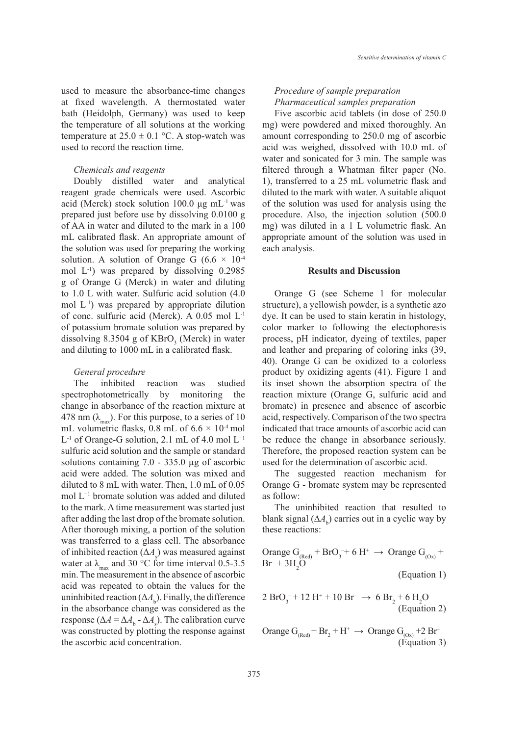used to measure the absorbance-time changes at fixed wavelength. A thermostated water bath (Heidolph, Germany) was used to keep the temperature of all solutions at the working temperature at $25.0 \pm 0.1$ °C. A stop-watch was used to record the reaction time.

*Chemicals and reagents*

Doubly distilled water and analytical reagent grade chemicals were used. Ascorbic acid (Merck) stock solution 100.0 µg $mL^{-1}$ was prepared just before use by dissolving 0.0100 g of AA in water and diluted to the mark in a 100 mL calibrated flask. An appropriate amount of the solution was used for preparing the working solution. A solution of Orange G ($6.6 \times 10^{-4}$ mol $L^{-1}$) was prepared by dissolving 0.2985 g of Orange G (Merck) in water and diluting to 1.0 L with water. Sulfuric acid solution (4.0 mol $L^{-1}$) was prepared by appropriate dilution of conc. sulfuric acid (Merck). A 0.05 mol $L^{-1}$ of potassium bromate solution was prepared by dissolving 8.3504 g of $KBrO_3$ (Merck) in water and diluting to 1000 mL in a calibrated flask.

*General procedure*

The inhibited reaction was studied spectrophotometrically by monitoring the change in absorbance of the reaction mixture at 478 nm ($\lambda_{max}$). For this purpose, to a series of 10 mL volumetric flasks, 0.8 mL of $6.6 \times 10^{-4}$ mol $L^{-1}$ of Orange-G solution, 2.1 mL of 4.0 mol $L^{-1}$ sulfuric acid solution and the sample or standard solutions containing 7.0 - 335.0 µg of ascorbic acid were added. The solution was mixed and diluted to 8 mL with water. Then, 1.0 mL of 0.05 mol $L^{-1}$ bromate solution was added and diluted to the mark. A time measurement was started just after adding the last drop of the bromate solution. After thorough mixing, a portion of the solution was transferred to a glass cell. The absorbance of inhibited reaction ($\Delta A_s$) was measured against water at $\lambda_{max}$ and 30 °C for time interval 0.5-3.5 min. The measurement in the absence of ascorbic acid was repeated to obtain the values for the uninhibited reaction ($\Delta A_b$). Finally, the difference in the absorbance change was considered as the response ($\Delta A = \Delta A_b - \Delta A_s$). The calibration curve was constructed by plotting the response against the ascorbic acid concentration.

*Procedure of sample preparation*

*Pharmaceutical samples preparation*

Five ascorbic acid tablets (in dose of 250.0 mg) were powdered and mixed thoroughly. An amount corresponding to 250.0 mg of ascorbic acid was weighed, dissolved with 10.0 mL of water and sonicated for 3 min. The sample was filtered through a Whatman filter paper (No. 1), transferred to a 25 mL volumetric flask and diluted to the mark with water. A suitable aliquot of the solution was used for analysis using the procedure. Also, the injection solution (500.0 mg) was diluted in a 1 L volumetric flask. An appropriate amount of the solution was used in each analysis.

## Results and Discussion

Orange G (see Scheme 1 for molecular structure), a yellowish powder, is a synthetic azo dye. It can be used to stain keratin in histology, color marker to following the electophoresis process, pH indicator, dyeing of textiles, paper and leather and preparing of coloring inks (39, 40). Orange G can be oxidized to a colorless product by oxidizing agents (41). Figure 1 and its inset shown the absorption spectra of the reaction mixture (Orange G, sulfuric acid and bromate) in presence and absence of ascorbic acid, respectively. Comparison of the two spectra indicated that trace amounts of ascorbic acid can be reduce the change in absorbance seriously. Therefore, the proposed reaction system can be used for the determination of ascorbic acid.

The suggested reaction mechanism for Orange G - bromate system may be represented as follow:

The uninhibited reaction that resulted to blank signal ($\Delta A_b$) carries out in a cyclic way by these reactions:

$$\text{Orange G}_{(Red)} + BrO_3^- + 6\,H^+ \rightarrow \text{Orange G}_{(Ox)} + Br^- + 3H_2O \quad \text{(Equation 1)}$$

$$2\,BrO_3^- + 12\,H^+ + 10\,Br^- \rightarrow 6\,Br_2 + 6\,H_2O \quad \text{(Equation 2)}$$

$$\text{Orange G}_{(Red)} + Br_2 + H^+ \rightarrow \text{Orange G}_{(Ox)} + 2\,Br^- \quad \text{(Equation 3)}$$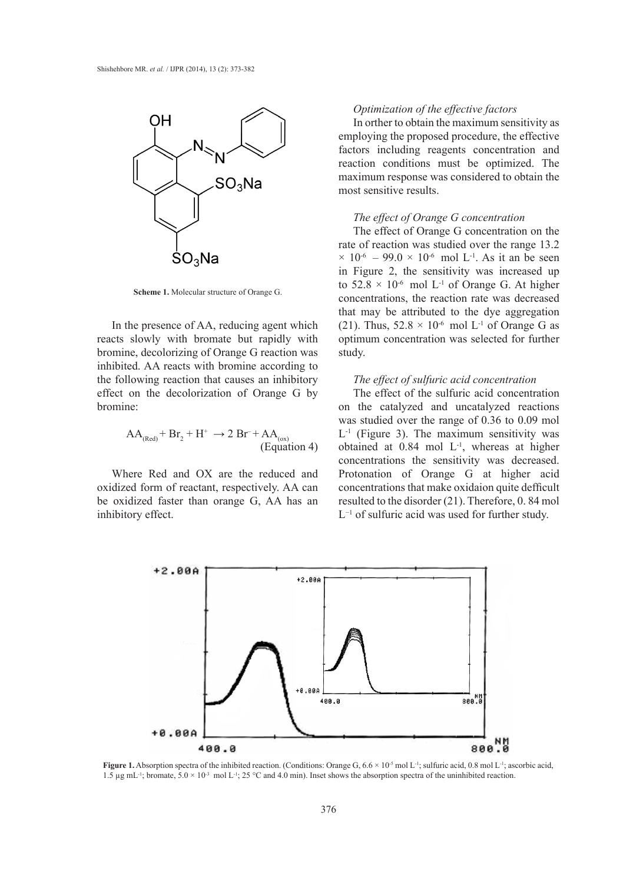Scheme 1. Molecular structure of Orange G.

In the presence of AA, reducing agent which reacts slowly with bromate but rapidly with bromine, decolorizing of Orange G reaction was inhibited. AA reacts with bromine according to the following reaction that causes an inhibitory effect on the decolorization of Orange G by bromine:

$$AA_{(Red)} + Br_2 + H^+ \rightarrow 2\ Br^- + AA_{(ox)} \quad \text{(Equation 4)}$$

Where Red and OX are the reduced and oxidized form of reactant, respectively. AA can be oxidized faster than orange G, AA has an inhibitory effect.

*Optimization of the effective factors*

In orther to obtain the maximum sensitivity as employing the proposed procedure, the effective factors including reagents concentration and reaction conditions must be optimized. The maximum response was considered to obtain the most sensitive results.

*The effect of Orange G concentration*

The effect of Orange G concentration on the rate of reaction was studied over the range $13.2 \times 10^{-6} - 99.0 \times 10^{-6}$ mol $L^{-1}$. As it an be seen in Figure 2, the sensitivity was increased up to $52.8 \times 10^{-6}$ mol $L^{-1}$ of Orange G. At higher concentrations, the reaction rate was decreased that may be attributed to the dye aggregation (21). Thus, $52.8 \times 10^{-6}$ mol $L^{-1}$ of Orange G as optimum concentration was selected for further study.

*The effect of sulfuric acid concentration*

The effect of the sulfuric acid concentration on the catalyzed and uncatalyzed reactions was studied over the range of 0.36 to 0.09 mol $L^{-1}$ (Figure 3). The maximum sensitivity was obtained at 0.84 mol $L^{-1}$, whereas at higher concentrations the sensitivity was decreased. Protonation of Orange G at higher acid concentrations that make oxidaion quite defficult resulted to the disorder (21). Therefore, 0. 84 mol $L^{-1}$ of sulfuric acid was used for further study.

**Figure 1.** Absorption spectra of the inhibited reaction. (Conditions: Orange G, $6.6 \times 10^{-5}$ mol $L^{-1}$; sulfuric acid, 0.8 mol $L^{-1}$; ascorbic acid, 1.5 µg $mL^{-1}$; bromate, $5.0 \times 10^{-3}$ mol $L^{-1}$; 25 °C and 4.0 min). Inset shows the absorption spectra of the uninhibited reaction.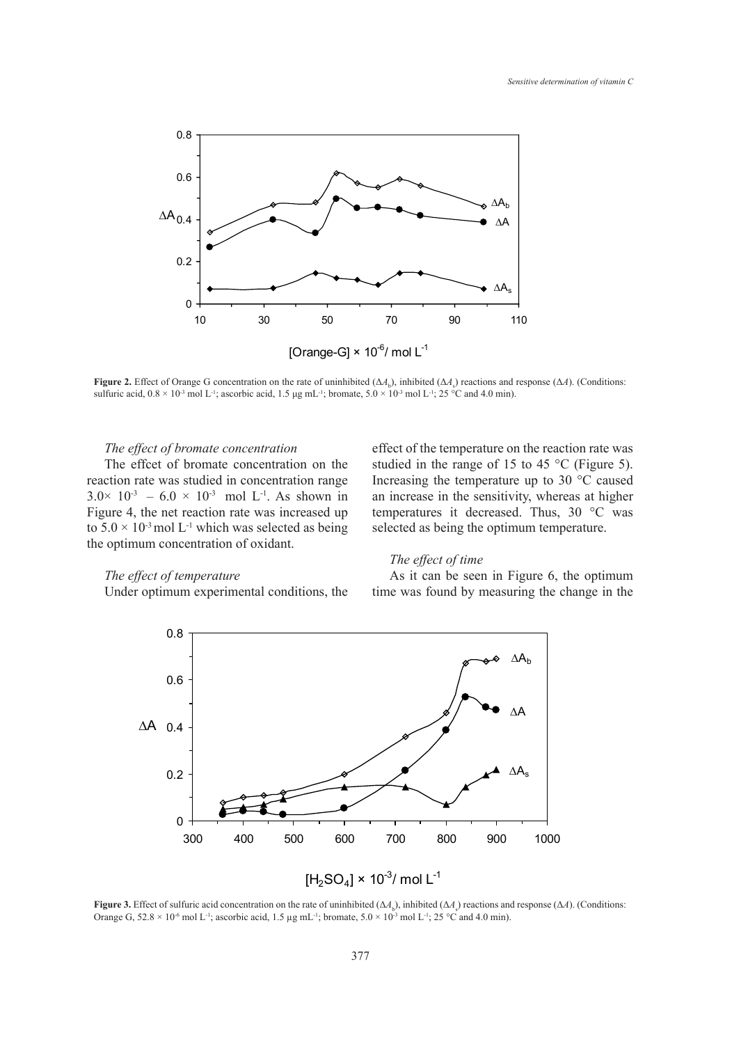**Figure 2.** Effect of Orange G concentration on the rate of uninhibited ($\Delta A_b$), inhibited ($\Delta A_s$) reactions and response ($\Delta A$). (Conditions: sulfuric acid, $0.8 \times 10^{-3}$ mol L$^{-1}$; ascorbic acid, 1.5 μg mL$^{-1}$; bromate, $5.0 \times 10^{-3}$ mol L$^{-1}$; 25 °C and 4.0 min).

### *The effect of bromate concentration*

The effcet of bromate concentration on the reaction rate was studied in concentration range $3.0\times 10^{-3} - 6.0 \times 10^{-3}$ mol L$^{-1}$. As shown in Figure 4, the net reaction rate was increased up to $5.0 \times 10^{-3}$ mol L$^{-1}$ which was selected as being the optimum concentration of oxidant.

### *The effect of temperature*

Under optimum experimental conditions, the effect of the temperature on the reaction rate was studied in the range of 15 to 45 °C (Figure 5). Increasing the temperature up to 30 °C caused an increase in the sensitivity, whereas at higher temperatures it decreased. Thus, 30 °C was selected as being the optimum temperature.

### *The effect of time*

As it can be seen in Figure 6, the optimum time was found by measuring the change in the

**Figure 3.** Effect of sulfuric acid concentration on the rate of uninhibited ($\Delta A_b$), inhibited ($\Delta A_s$) reactions and response ($\Delta A$). (Conditions: Orange G, $52.8 \times 10^{-6}$ mol L$^{-1}$; ascorbic acid, 1.5 μg mL$^{-1}$; bromate, $5.0 \times 10^{-3}$ mol L$^{-1}$; 25 °C and 4.0 min).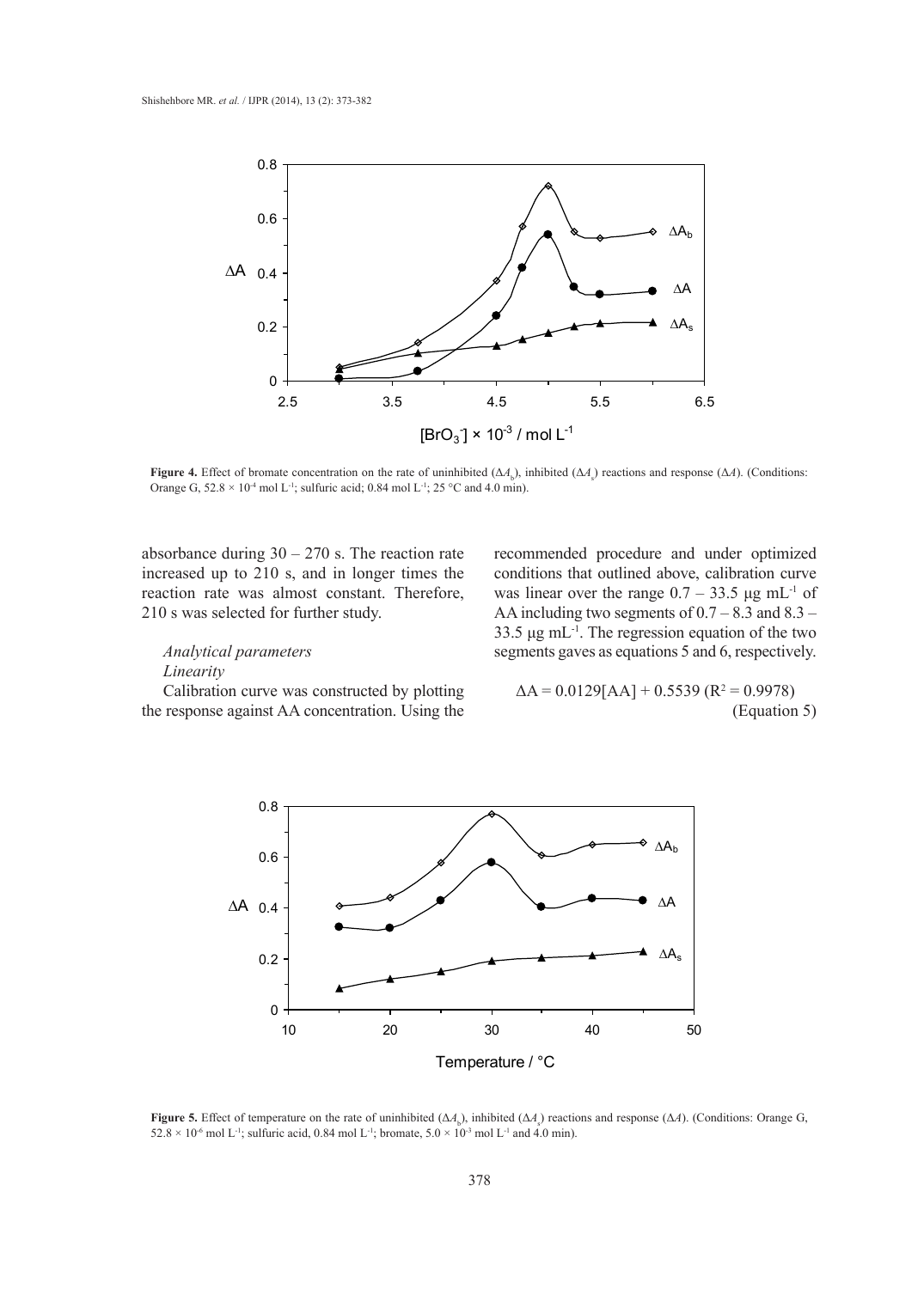**Figure 4.** Effect of bromate concentration on the rate of uninhibited ($\Delta A_b$), inhibited ($\Delta A_s$) reactions and response ($\Delta A$). (Conditions: Orange G, $52.8 \times 10^{-4}$ mol $L^{-1}$; sulfuric acid; 0.84 mol $L^{-1}$; 25 °C and 4.0 min).

absorbance during 30 – 270 s. The reaction rate increased up to 210 s, and in longer times the reaction rate was almost constant. Therefore, 210 s was selected for further study.

*Analytical parameters*

*Linearity*

Calibration curve was constructed by plotting the response against AA concentration. Using the recommended procedure and under optimized conditions that outlined above, calibration curve was linear over the range 0.7 – 33.5 µg $mL^{-1}$ of AA including two segments of 0.7 – 8.3 and 8.3 – 33.5 µg $mL^{-1}$. The regression equation of the two segments gaves as equations 5 and 6, respectively.

$$\Delta A = 0.0129[AA] + 0.5539 \ (R^2 = 0.9978) \quad \text{(Equation 5)}$$

**Figure 5.** Effect of temperature on the rate of uninhibited ($\Delta A_b$), inhibited ($\Delta A_s$) reactions and response ($\Delta A$). (Conditions: Orange G, $52.8 \times 10^{-6}$ mol $L^{-1}$; sulfuric acid, 0.84 mol $L^{-1}$; bromate, $5.0 \times 10^{-3}$ mol $L^{-1}$ and 4.0 min).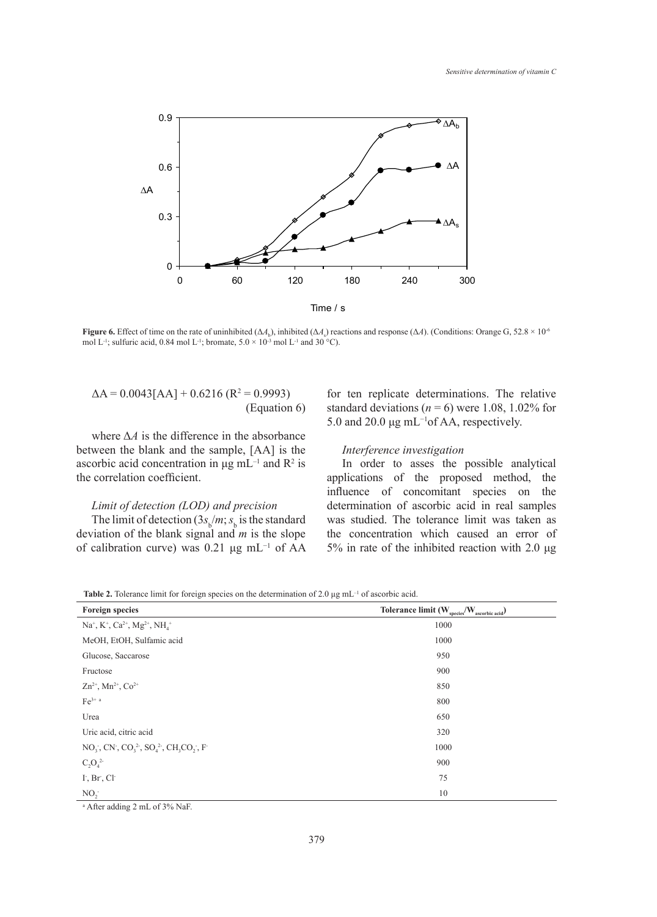**Figure 6.** Effect of time on the rate of uninhibited ($\Delta A_b$), inhibited ($\Delta A_s$) reactions and response ($\Delta A$). (Conditions: Orange G, 52.8 × $10^{-6}$ mol $L^{-1}$; sulfuric acid, 0.84 mol $L^{-1}$; bromate, 5.0 × $10^{-3}$ mol $L^{-1}$ and 30 °C).

$$\Delta A = 0.0043[AA] + 0.6216 \ (R^2 = 0.9993) \quad \text{(Equation 6)}$$

where $\Delta A$ is the difference in the absorbance between the blank and the sample, [AA] is the ascorbic acid concentration in µg $mL^{-1}$ and $R^2$ is the correlation coefficient.

### *Limit of detection (LOD) and precision*

The limit of detection ($3s_b/m$; $s_b$ is the standard deviation of the blank signal and $m$ is the slope of calibration curve) was 0.21 µg $mL^{-1}$ of AA for ten replicate determinations. The relative standard deviations ($n = 6$) were 1.08, 1.02% for 5.0 and 20.0 µg $mL^{-1}$of AA, respectively.

### *Interference investigation*

In order to asses the possible analytical applications of the proposed method, the influence of concomitant species on the determination of ascorbic acid in real samples was studied. The tolerance limit was taken as the concentration which caused an error of 5% in rate of the inhibited reaction with 2.0 µg

**Table 2.** Tolerance limit for foreign species on the determination of 2.0 µg $mL^{-1}$ of ascorbic acid.

| Foreign species | Tolerance limit ($W_{species}/W_{ascorbic\ acid}$) |
|---|---|
| $Na^+$, $K^+$, $Ca^{2+}$, $Mg^{2+}$, $NH_4^+$ | 1000 |
| MeOH, EtOH, Sulfamic acid | 1000 |
| Glucose, Saccarose | 950 |
| Fructose | 900 |
| $Zn^{2+}$, $Mn^{2+}$, $Co^{2+}$ | 850 |
| $Fe^{3+}$ [a] | 800 |
| Urea | 650 |
| Uric acid, citric acid | 320 |
| $NO_3^-$, $CN^-$, $CO_3^{2-}$, $SO_4^{2-}$, $CH_3CO_2^-$, $F^-$ | 1000 |
| $C_2O_4^{2-}$ | 900 |
| $I^-$, $Br^-$, $Cl^-$ | 75 |
| $NO_2^-$ | 10 |

[a] After adding 2 mL of 3% NaF.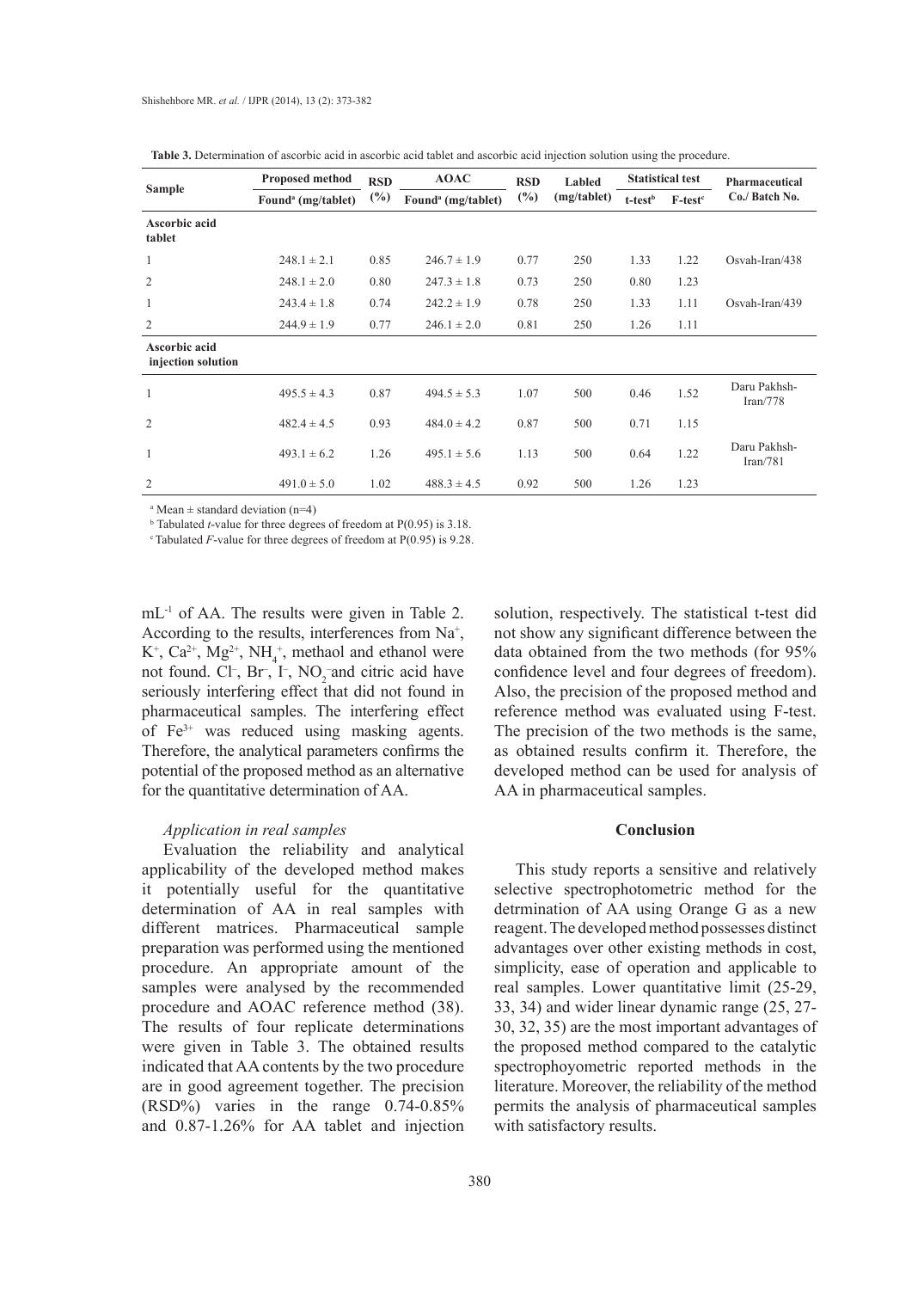**Table 3.** Determination of ascorbic acid in ascorbic acid tablet and ascorbic acid injection solution using the procedure.

| Sample | Proposed method | RSD (%) | AOAC | RSD (%) | Labled (mg/tablet) | Statistical test | | Pharmaceutical Co./ Batch No. |
|---|---|---|---|---|---|---|---|---|
| | Found[a] (mg/tablet) | | Found[a] (mg/tablet) | | | t-test[b] | F-test[c] | |
| **Ascorbic acid tablet** | | | | | | | | |
| 1 | 248.1 ± 2.1 | 0.85 | 246.7 ± 1.9 | 0.77 | 250 | 1.33 | 1.22 | Osvah-Iran/438 |
| 2 | 248.1 ± 2.0 | 0.80 | 247.3 ± 1.8 | 0.73 | 250 | 0.80 | 1.23 | |
| 1 | 243.4 ± 1.8 | 0.74 | 242.2 ± 1.9 | 0.78 | 250 | 1.33 | 1.11 | Osvah-Iran/439 |
| 2 | 244.9 ± 1.9 | 0.77 | 246.1 ± 2.0 | 0.81 | 250 | 1.26 | 1.11 | |
| **Ascorbic acid injection solution** | | | | | | | | |
| 1 | 495.5 ± 4.3 | 0.87 | 494.5 ± 5.3 | 1.07 | 500 | 0.46 | 1.52 | Daru Pakhsh-Iran/778 |
| 2 | 482.4 ± 4.5 | 0.93 | 484.0 ± 4.2 | 0.87 | 500 | 0.71 | 1.15 | |
| 1 | 493.1 ± 6.2 | 1.26 | 495.1 ± 5.6 | 1.13 | 500 | 0.64 | 1.22 | Daru Pakhsh-Iran/781 |
| 2 | 491.0 ± 5.0 | 1.02 | 488.3 ± 4.5 | 0.92 | 500 | 1.26 | 1.23 | |

[a] Mean ± standard deviation (n=4)

[b] Tabulated *t*-value for three degrees of freedom at P(0.95) is 3.18.

[c] Tabulated *F*-value for three degrees of freedom at P(0.95) is 9.28.

$mL^{-1}$ of AA. The results were given in Table 2. According to the results, interferences from $Na^+$, $K^+$, $Ca^{2+}$, $Mg^{2+}$, $NH_4^+$, methaol and ethanol were not found. $Cl^-$, $Br^-$, $I^-$, $NO_2^-$ and citric acid have seriously interfering effect that did not found in pharmaceutical samples. The interfering effect of $Fe^{3+}$ was reduced using masking agents. Therefore, the analytical parameters confirms the potential of the proposed method as an alternative for the quantitative determination of AA.

### *Application in real samples*

Evaluation the reliability and analytical applicability of the developed method makes it potentially useful for the quantitative determination of AA in real samples with different matrices. Pharmaceutical sample preparation was performed using the mentioned procedure. An appropriate amount of the samples were analysed by the recommended procedure and AOAC reference method (38). The results of four replicate determinations were given in Table 3. The obtained results indicated that AA contents by the two procedure are in good agreement together. The precision (RSD%) varies in the range 0.74-0.85% and 0.87-1.26% for AA tablet and injection solution, respectively. The statistical t-test did not show any significant difference between the data obtained from the two methods (for 95% confidence level and four degrees of freedom). Also, the precision of the proposed method and reference method was evaluated using F-test. The precision of the two methods is the same, as obtained results confirm it. Therefore, the developed method can be used for analysis of AA in pharmaceutical samples.

## Conclusion

This study reports a sensitive and relatively selective spectrophotometric method for the detrmination of AA using Orange G as a new reagent. The developed method possesses distinct advantages over other existing methods in cost, simplicity, ease of operation and applicable to real samples. Lower quantitative limit (25-29, 33, 34) and wider linear dynamic range (25, 27-30, 32, 35) are the most important advantages of the proposed method compared to the catalytic spectrophoyometric reported methods in the literature. Moreover, the reliability of the method permits the analysis of pharmaceutical samples with satisfactory results.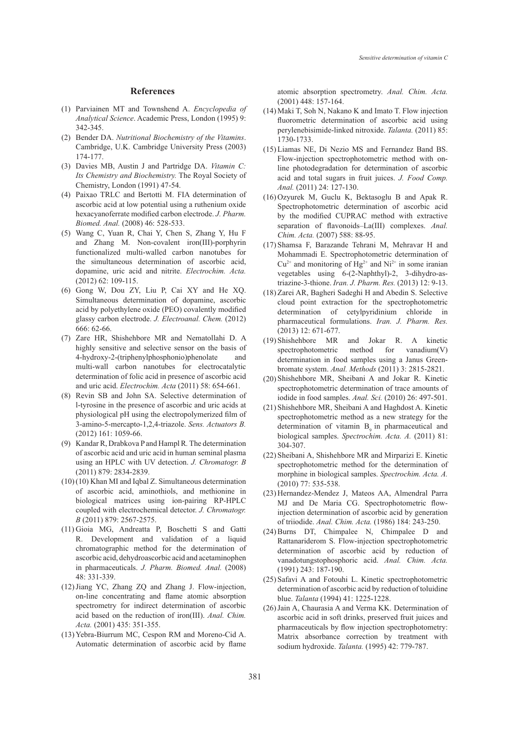## References

(1) Parviainen MT and Townshend A. *Encyclopedia of Analytical Science*. Academic Press, London (1995) 9: 342-345.

(2) Bender DA. *Nutritional Biochemistry of the Vitamins*. Cambridge, U.K. Cambridge University Press (2003) 174-177.

(3) Davies MB, Austin J and Partridge DA. *Vitamin C: Its Chemistry and Biochemistry.* The Royal Society of Chemistry, London (1991) 47-54.

(4) Paixao TRLC and Bertotti M. FIA determination of ascorbic acid at low potential using a ruthenium oxide hexacyanoferrate modified carbon electrode. *J. Pharm. Biomed. Anal.* (2008) 46: 528-533.

(5) Wang C, Yuan R, Chai Y, Chen S, Zhang Y, Hu F and Zhang M. Non-covalent iron(III)-porphyrin functionalized multi-walled carbon nanotubes for the simultaneous determination of ascorbic acid, dopamine, uric acid and nitrite. *Electrochim. Acta.* (2012) 62: 109-115.

(6) Gong W, Dou ZY, Liu P, Cai XY and He XQ. Simultaneous determination of dopamine, ascorbic acid by polyethylene oxide (PEO) covalently modified glassy carbon electrode. *J. Electroanal. Chem.* (2012) 666: 62-66.

(7) Zare HR, Shishehbore MR and Nematollahi D. A highly sensitive and selective sensor on the basis of 4-hydroxy-2-(triphenylphosphonio)phenolate and multi-wall carbon nanotubes for electrocatalytic determination of folic acid in presence of ascorbic acid and uric acid. *Electrochim. Acta* (2011) 58: 654-661.

(8) Revin SB and John SA. Selective determination of l-tyrosine in the presence of ascorbic and uric acids at physiological pH using the electropolymerized film of 3-amino-5-mercapto-1,2,4-triazole. *Sens. Actuators B.* (2012) 161: 1059-66.

(9) Kandar R, Drabkova P and Hampl R. The determination of ascorbic acid and uric acid in human seminal plasma using an HPLC with UV detection. *J. Chromatogr. B* (2011) 879: 2834-2839.

(10) (10) Khan MI and Iqbal Z. Simultaneous determination of ascorbic acid, aminothiols, and methionine in biological matrices using ion-pairing RP-HPLC coupled with electrochemical detector. *J. Chromatogr. B* (2011) 879: 2567-2575.

(11) Gioia MG, Andreatta P, Boschetti S and Gatti R. Development and validation of a liquid chromatographic method for the determination of ascorbic acid, dehydroascorbic acid and acetaminophen in pharmaceuticals. *J. Pharm. Biomed. Anal.* (2008) 48: 331-339.

(12) Jiang YC, Zhang ZQ and Zhang J. Flow-injection, on-line concentrating and flame atomic absorption spectrometry for indirect determination of ascorbic acid based on the reduction of iron(III). *Anal. Chim. Acta.* (2001) 435: 351-355.

(13) Yebra-Biurrum MC, Cespon RM and Moreno-Cid A. Automatic determination of ascorbic acid by flame atomic absorption spectrometry. *Anal. Chim. Acta.* (2001) 448: 157-164.

(14) Maki T, Soh N, Nakano K and Imato T. Flow injection fluorometric determination of ascorbic acid using perylenebisimide-linked nitroxide. *Talanta.* (2011) 85: 1730-1733.

(15) Liamas NE, Di Nezio MS and Fernandez Band BS. Flow-injection spectrophotometric method with on-line photodegradation for determination of ascorbic acid and total sugars in fruit juices. *J. Food Comp. Anal.* (2011) 24: 127-130.

(16) Ozyurek M, Guclu K, Bektasoglu B and Apak R. Spectrophotometric determination of ascorbic acid by the modified CUPRAC method with extractive separation of flavonoids–La(III) complexes. *Anal. Chim. Acta.* (2007) 588: 88-95.

(17) Shamsa F, Barazande Tehrani M, Mehravar H and Mohammadi E. Spectrophotometric determination of $Cu^{2+}$ and monitoring of $Hg^{2+}$ and $Ni^{2+}$ in some iranian vegetables using 6-(2-Naphthyl)-2, 3-dihydro-as-triazine-3-thione. *Iran. J. Pharm. Res.* (2013) 12: 9-13.

(18) Zarei AR, Bagheri Sadeghi H and Abedin S. Selective cloud point extraction for the spectrophotometric determination of cetylpyridinium chloride in pharmaceutical formulations. *Iran. J. Pharm. Res.* (2013) 12: 671-677.

(19) Shishehbore MR and Jokar R. A kinetic spectrophotometric method for vanadium(V) determination in food samples using a Janus Green-bromate system. *Anal. Methods* (2011) 3: 2815-2821.

(20) Shishehbore MR, Sheibani A and Jokar R. Kinetic spectrophotometric determination of trace amounts of iodide in food samples. *Anal. Sci.* (2010) 26: 497-501.

(21) Shishehbore MR, Sheibani A and Haghdost A. Kinetic spectrophotometric method as a new strategy for the determination of vitamin $B_9$ in pharmaceutical and biological samples. *Spectrochim. Acta. A.* (2011) 81: 304-307.

(22) Sheibani A, Shishehbore MR and Mirparizi E. Kinetic spectrophotometric method for the determination of morphine in biological samples. *Spectrochim. Acta. A.* (2010) 77: 535-538.

(23) Hernandez-Mendez J, Mateos AA, Almendral Parra MJ and De Maria CG. Spectrophotometric flow-injection determination of ascorbic acid by generation of triiodide. *Anal. Chim. Acta.* (1986) 184: 243-250.

(24) Burns DT, Chimpalee N, Chimpalee D and Rattanariderom S. Flow-injection spectrophotometric determination of ascorbic acid by reduction of vanadotungstophosphoric acid. *Anal. Chim. Acta.* (1991) 243: 187-190.

(25) Safavi A and Fotouhi L. Kinetic spectrophotometric determination of ascorbic acid by reduction of toluidine blue. *Talanta* (1994) 41: 1225-1228.

(26) Jain A, Chaurasia A and Verma KK. Determination of ascorbic acid in soft drinks, preserved fruit juices and pharmaceuticals by flow injection spectrophotometry: Matrix absorbance correction by treatment with sodium hydroxide. *Talanta.* (1995) 42: 779-787.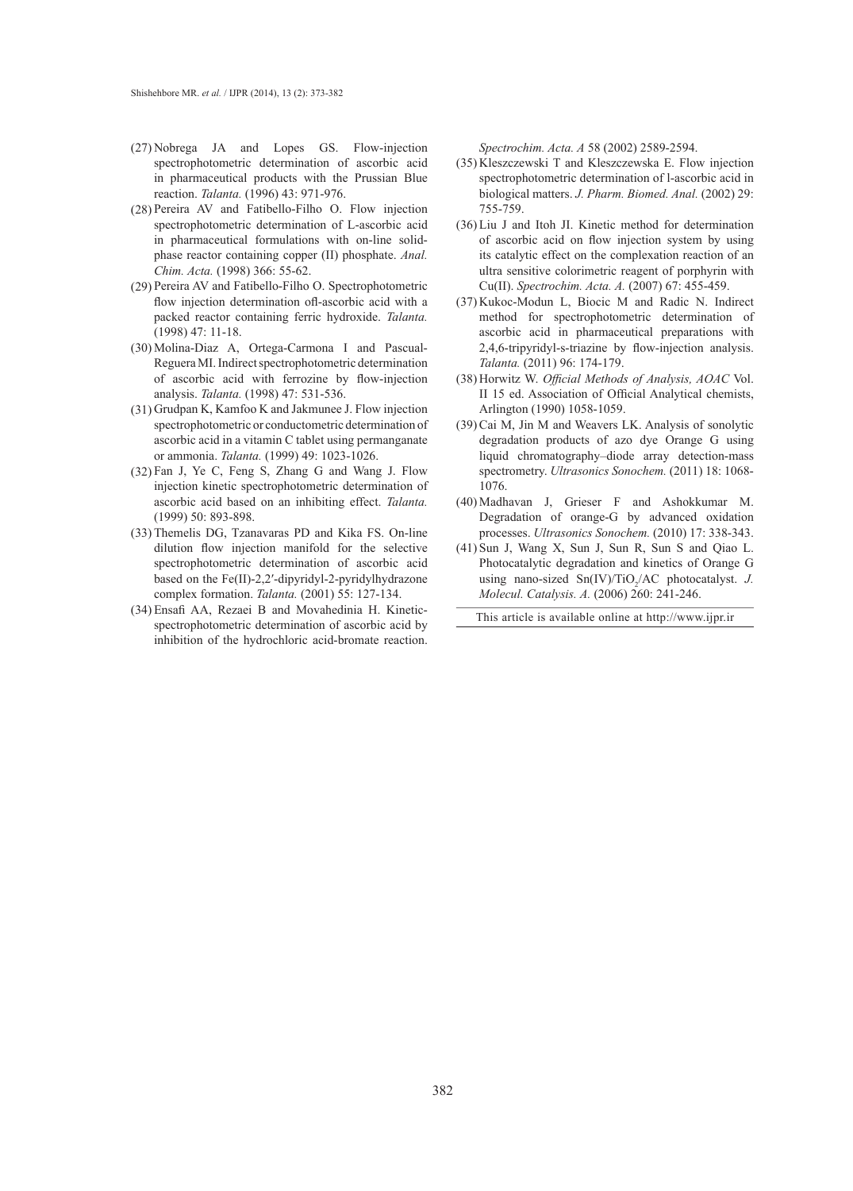(27) Nobrega JA and Lopes GS. Flow-injection spectrophotometric determination of ascorbic acid in pharmaceutical products with the Prussian Blue reaction. *Talanta.* (1996) 43: 971-976.

(28) Pereira AV and Fatibello-Filho O. Flow injection spectrophotometric determination of L-ascorbic acid in pharmaceutical formulations with on-line solid-phase reactor containing copper (II) phosphate. *Anal. Chim. Acta.* (1998) 366: 55-62.

(29) Pereira AV and Fatibello-Filho O. Spectrophotometric flow injection determination ofl-ascorbic acid with a packed reactor containing ferric hydroxide. *Talanta.* (1998) 47: 11-18.

(30) Molina-Diaz A, Ortega-Carmona I and Pascual-Reguera MI. Indirect spectrophotometric determination of ascorbic acid with ferrozine by flow-injection analysis. *Talanta.* (1998) 47: 531-536.

(31) Grudpan K, Kamfoo K and Jakmunee J. Flow injection spectrophotometric or conductometric determination of ascorbic acid in a vitamin C tablet using permanganate or ammonia. *Talanta.* (1999) 49: 1023-1026.

(32) Fan J, Ye C, Feng S, Zhang G and Wang J. Flow injection kinetic spectrophotometric determination of ascorbic acid based on an inhibiting effect. *Talanta.* (1999) 50: 893-898.

(33) Themelis DG, Tzanavaras PD and Kika FS. On-line dilution flow injection manifold for the selective spectrophotometric determination of ascorbic acid based on the Fe(II)-2,2′-dipyridyl-2-pyridylhydrazone complex formation. *Talanta.* (2001) 55: 127-134.

(34) Ensafi AA, Rezaei B and Movahedinia H. Kinetic-spectrophotometric determination of ascorbic acid by inhibition of the hydrochloric acid-bromate reaction. *Spectrochim. Acta. A* 58 (2002) 2589-2594.

(35) Kleszczewski T and Kleszczewska E. Flow injection spectrophotometric determination of l-ascorbic acid in biological matters. *J. Pharm. Biomed. Anal.* (2002) 29: 755-759.

(36) Liu J and Itoh JI. Kinetic method for determination of ascorbic acid on flow injection system by using its catalytic effect on the complexation reaction of an ultra sensitive colorimetric reagent of porphyrin with Cu(II). *Spectrochim. Acta. A.* (2007) 67: 455-459.

(37) Kukoc-Modun L, Biocic M and Radic N. Indirect method for spectrophotometric determination of ascorbic acid in pharmaceutical preparations with 2,4,6-tripyridyl-s-triazine by flow-injection analysis. *Talanta.* (2011) 96: 174-179.

(38) Horwitz W. *Official Methods of Analysis, AOAC* Vol. II 15 ed. Association of Official Analytical chemists, Arlington (1990) 1058-1059.

(39) Cai M, Jin M and Weavers LK. Analysis of sonolytic degradation products of azo dye Orange G using liquid chromatography–diode array detection-mass spectrometry. *Ultrasonics Sonochem.* (2011) 18: 1068-1076.

(40) Madhavan J, Grieser F and Ashokkumar M. Degradation of orange-G by advanced oxidation processes. *Ultrasonics Sonochem.* (2010) 17: 338-343.

(41) Sun J, Wang X, Sun J, Sun R, Sun S and Qiao L. Photocatalytic degradation and kinetics of Orange G using nano-sized Sn(IV)/$TiO_2$/AC photocatalyst. *J. Molecul. Catalysis. A.* (2006) 260: 241-246.

This article is available online at http://www.ijpr.ir